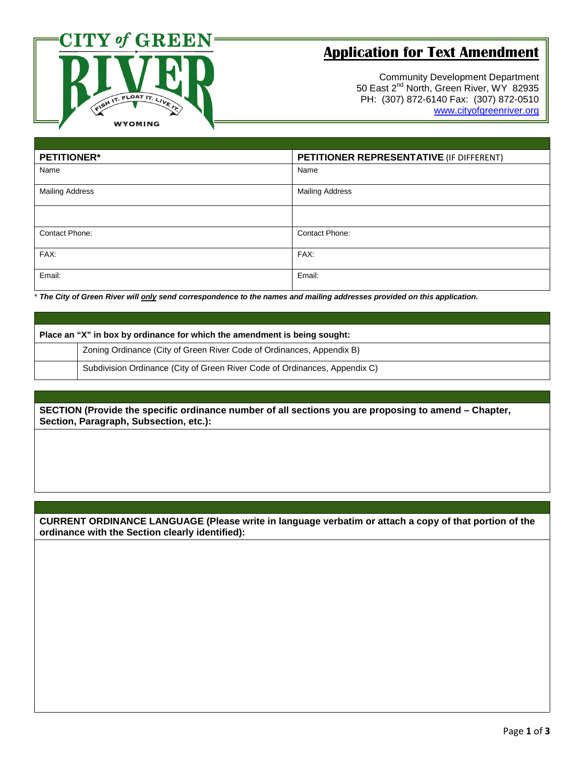CITY of GREEN RIVER

FISH IT. FLOAT IT. LIVE IT.

WYOMING

# Application for Text Amendment

Community Development Department
50 East 2nd North, Green River, WY 82935
PH: (307) 872-6140 Fax: (307) 872-0510
www.cityofgreenriver.org

| **PETITIONER*** | **PETITIONER REPRESENTATIVE** (IF DIFFERENT) |
|---|---|
| Name | Name |
| Mailing Address | Mailing Address |
| | |
| Contact Phone: | Contact Phone: |
| FAX: | FAX: |
| Email: | Email: |

\* ***The City of Green River will only send correspondence to the names and mailing addresses provided on this application.***

| **Place an "X" in box by ordinance for which the amendment is being sought:** | |
|---|---|
| | Zoning Ordinance (City of Green River Code of Ordinances, Appendix B) |
| | Subdivision Ordinance (City of Green River Code of Ordinances, Appendix C) |

**SECTION (Provide the specific ordinance number of all sections you are proposing to amend – Chapter, Section, Paragraph, Subsection, etc.):**

**CURRENT ORDINANCE LANGUAGE (Please write in language verbatim or attach a copy of that portion of the ordinance with the Section clearly identified):**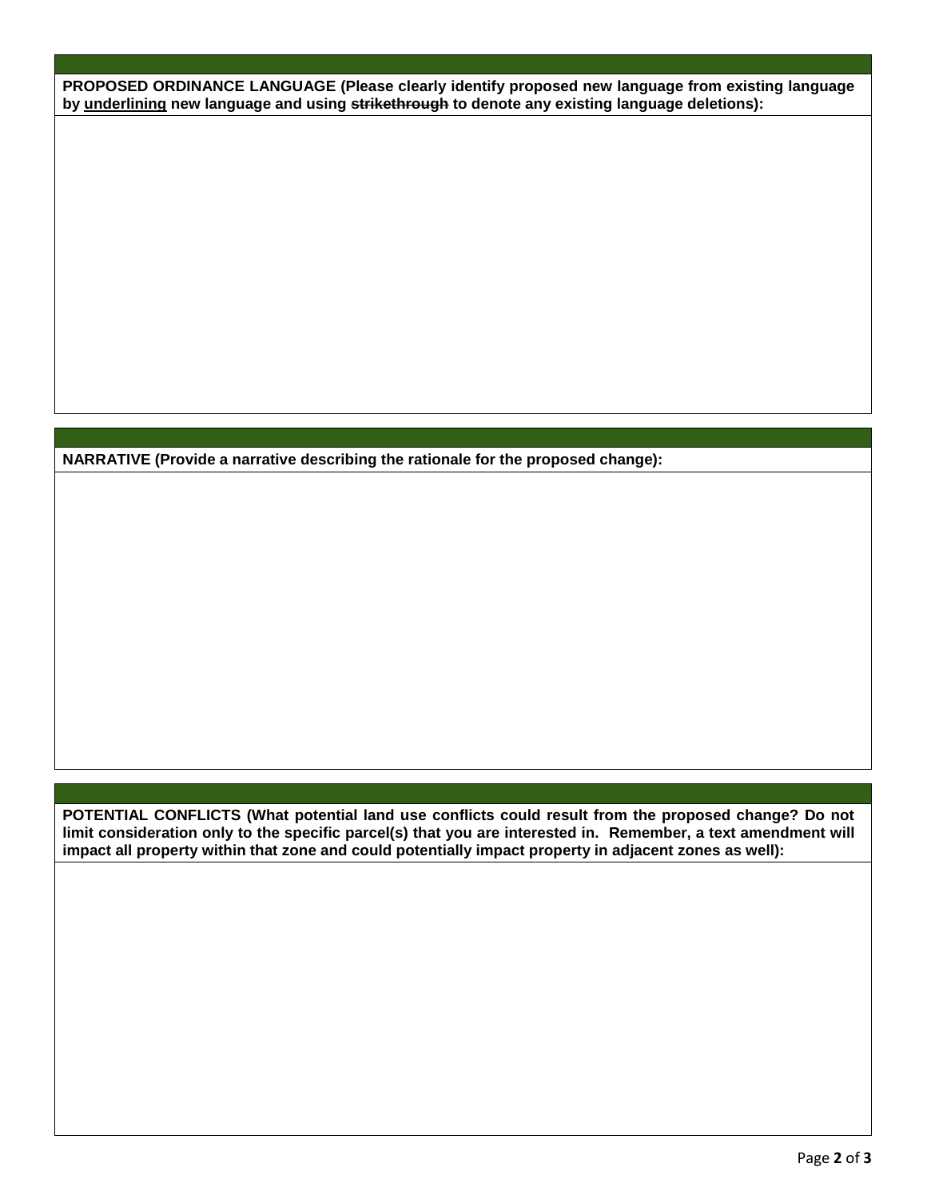**PROPOSED ORDINANCE LANGUAGE (Please clearly identify proposed new language from existing language by <u>underlining</u> new language and using ~~strikethrough~~ to denote any existing language deletions):**

**NARRATIVE (Provide a narrative describing the rationale for the proposed change):**

**POTENTIAL CONFLICTS (What potential land use conflicts could result from the proposed change? Do not limit consideration only to the specific parcel(s) that you are interested in. Remember, a text amendment will impact all property within that zone and could potentially impact property in adjacent zones as well):**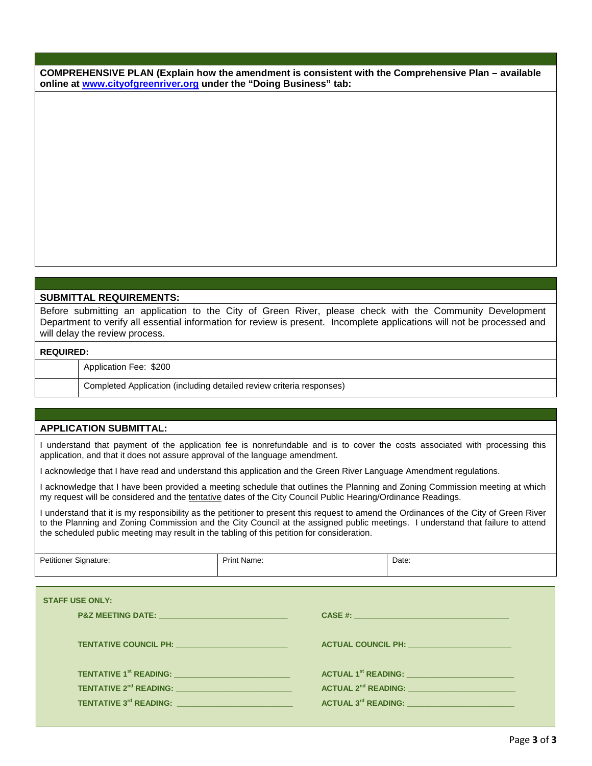**COMPREHENSIVE PLAN (Explain how the amendment is consistent with the Comprehensive Plan – available online at www.cityofgreenriver.org under the "Doing Business" tab:**

## SUBMITTAL REQUIREMENTS:

Before submitting an application to the City of Green River, please check with the Community Development Department to verify all essential information for review is present. Incomplete applications will not be processed and will delay the review process.

**REQUIRED:**

| | |
|---|---|
| | Application Fee: $200 |
| | Completed Application (including detailed review criteria responses) |

## APPLICATION SUBMITTAL:

I understand that payment of the application fee is nonrefundable and is to cover the costs associated with processing this application, and that it does not assure approval of the language amendment.

I acknowledge that I have read and understand this application and the Green River Language Amendment regulations.

I acknowledge that I have been provided a meeting schedule that outlines the Planning and Zoning Commission meeting at which my request will be considered and the tentative dates of the City Council Public Hearing/Ordinance Readings.

I understand that it is my responsibility as the petitioner to present this request to amend the Ordinances of the City of Green River to the Planning and Zoning Commission and the City Council at the assigned public meetings. I understand that failure to attend the scheduled public meeting may result in the tabling of this petition for consideration.

| Petitioner Signature: | Print Name: | Date: |
|---|---|---|

**STAFF USE ONLY:**

| | |
|---|---|
| **P&Z MEETING DATE:** ____________ | **CASE #:** ____________ |
| **TENTATIVE COUNCIL PH:** ____________ | **ACTUAL COUNCIL PH:** ____________ |
| **TENTATIVE 1st READING:** ____________ | **ACTUAL 1st READING:** ____________ |
| **TENTATIVE 2nd READING:** ____________ | **ACTUAL 2nd READING:** ____________ |
| **TENTATIVE 3rd READING:** ____________ | **ACTUAL 3rd READING:** ____________ |